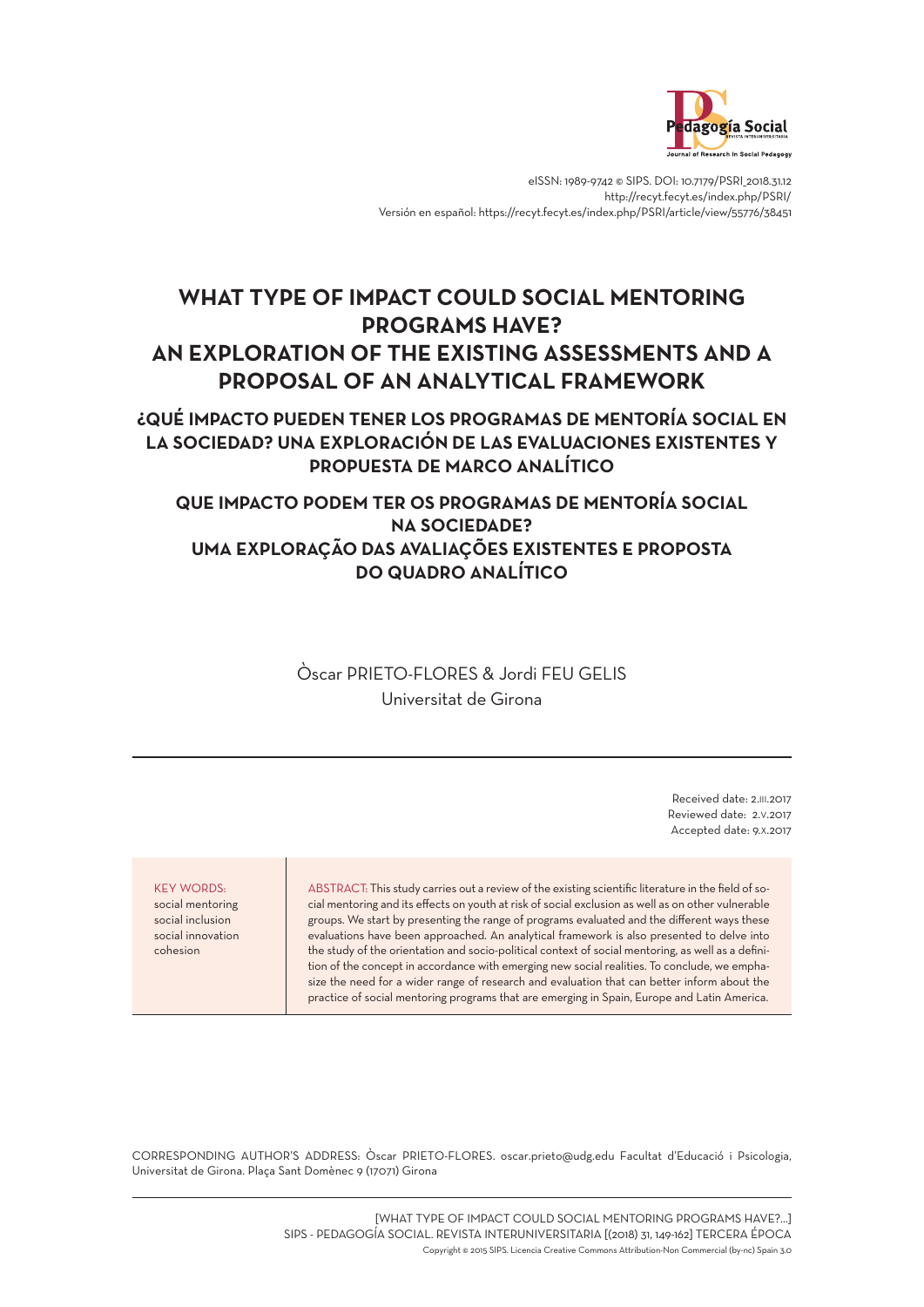eISSN: 1989-9742 © SIPS. DOI: 10.7179/PSRI_2018.31.12
http://recyt.fecyt.es/index.php/PSRI/
Versión en español: https://recyt.fecyt.es/index.php/PSRI/article/view/55776/38451

# WHAT TYPE OF IMPACT COULD SOCIAL MENTORING PROGRAMS HAVE? AN EXPLORATION OF THE EXISTING ASSESSMENTS AND A PROPOSAL OF AN ANALYTICAL FRAMEWORK

## ¿QUÉ IMPACTO PUEDEN TENER LOS PROGRAMAS DE MENTORÍA SOCIAL EN LA SOCIEDAD? UNA EXPLORACIÓN DE LAS EVALUACIONES EXISTENTES Y PROPUESTA DE MARCO ANALÍTICO

## QUE IMPACTO PODEM TER OS PROGRAMAS DE MENTORÍA SOCIAL NA SOCIEDADE? UMA EXPLORAÇÃO DAS AVALIAÇÕES EXISTENTES E PROPOSTA DO QUADRO ANALÍTICO

Òscar PRIETO-FLORES & Jordi FEU GELIS
Universitat de Girona

Received date: 2.III.2017
Reviewed date: 2.V.2017
Accepted date: 9.X.2017

KEY WORDS:
social mentoring
social inclusion
social innovation
cohesion

ABSTRACT: This study carries out a review of the existing scientific literature in the field of social mentoring and its effects on youth at risk of social exclusion as well as on other vulnerable groups. We start by presenting the range of programs evaluated and the different ways these evaluations have been approached. An analytical framework is also presented to delve into the study of the orientation and socio-political context of social mentoring, as well as a definition of the concept in accordance with emerging new social realities. To conclude, we emphasize the need for a wider range of research and evaluation that can better inform about the practice of social mentoring programs that are emerging in Spain, Europe and Latin America.

CORRESPONDING AUTHOR'S ADDRESS: Òscar PRIETO-FLORES. oscar.prieto@udg.edu Facultat d'Educació i Psicologia, Universitat de Girona. Plaça Sant Domènec 9 (17071) Girona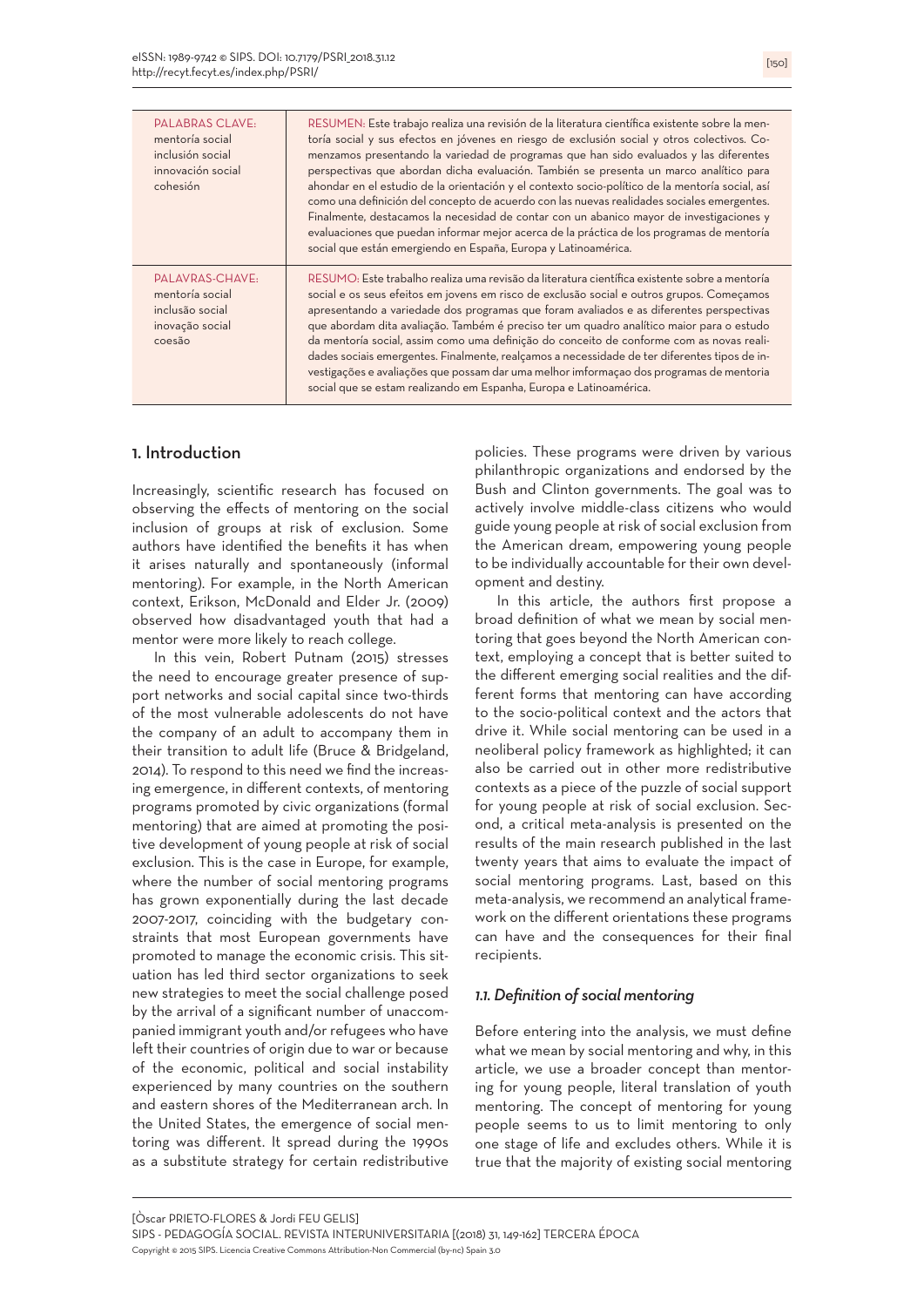| | |
|---|---|
| PALABRAS CLAVE:<br>mentoría social<br>inclusión social<br>innovación social<br>cohesión | RESUMEN: Este trabajo realiza una revisión de la literatura científica existente sobre la mentoría social y sus efectos en jóvenes en riesgo de exclusión social y otros colectivos. Comenzamos presentando la variedad de programas que han sido evaluados y las diferentes perspectivas que abordan dicha evaluación. También se presenta un marco analítico para ahondar en el estudio de la orientación y el contexto socio-político de la mentoría social, así como una definición del concepto de acuerdo con las nuevas realidades sociales emergentes. Finalmente, destacamos la necesidad de contar con un abanico mayor de investigaciones y evaluaciones que puedan informar mejor acerca de la práctica de los programas de mentoría social que están emergiendo en España, Europa y Latinoamérica. |
| PALAVRAS-CHAVE:<br>mentoría social<br>inclusão social<br>inovação social<br>coesão | RESUMO: Este trabalho realiza uma revisão da literatura científica existente sobre a mentoría social e os seus efeitos em jovens em risco de exclusão social e outros grupos. Começamos apresentando a variedade dos programas que foram avaliados e as diferentes perspectivas que abordam dita avaliação. Também é preciso ter um quadro analítico maior para o estudo da mentoría social, assim como uma definição do conceito de conforme com as novas realidades sociais emergentes. Finalmente, realçamos a necessidade de ter diferentes tipos de investigações e avaliações que possam dar uma melhor informaçao dos programas de mentoria social que se estam realizando em Espanha, Europa e Latinoamérica. |

## 1. Introduction

Increasingly, scientific research has focused on observing the effects of mentoring on the social inclusion of groups at risk of exclusion. Some authors have identified the benefits it has when it arises naturally and spontaneously (informal mentoring). For example, in the North American context, Erikson, McDonald and Elder Jr. (2009) observed how disadvantaged youth that had a mentor were more likely to reach college.

In this vein, Robert Putnam (2015) stresses the need to encourage greater presence of support networks and social capital since two-thirds of the most vulnerable adolescents do not have the company of an adult to accompany them in their transition to adult life (Bruce & Bridgeland, 2014). To respond to this need we find the increasing emergence, in different contexts, of mentoring programs promoted by civic organizations (formal mentoring) that are aimed at promoting the positive development of young people at risk of social exclusion. This is the case in Europe, for example, where the number of social mentoring programs has grown exponentially during the last decade 2007-2017, coinciding with the budgetary constraints that most European governments have promoted to manage the economic crisis. This situation has led third sector organizations to seek new strategies to meet the social challenge posed by the arrival of a significant number of unaccompanied immigrant youth and/or refugees who have left their countries of origin due to war or because of the economic, political and social instability experienced by many countries on the southern and eastern shores of the Mediterranean arch. In the United States, the emergence of social mentoring was different. It spread during the 1990s as a substitute strategy for certain redistributive policies. These programs were driven by various philanthropic organizations and endorsed by the Bush and Clinton governments. The goal was to actively involve middle-class citizens who would guide young people at risk of social exclusion from the American dream, empowering young people to be individually accountable for their own development and destiny.

In this article, the authors first propose a broad definition of what we mean by social mentoring that goes beyond the North American context, employing a concept that is better suited to the different emerging social realities and the different forms that mentoring can have according to the socio-political context and the actors that drive it. While social mentoring can be used in a neoliberal policy framework as highlighted; it can also be carried out in other more redistributive contexts as a piece of the puzzle of social support for young people at risk of social exclusion. Second, a critical meta-analysis is presented on the results of the main research published in the last twenty years that aims to evaluate the impact of social mentoring programs. Last, based on this meta-analysis, we recommend an analytical framework on the different orientations these programs can have and the consequences for their final recipients.

### *1.1. Definition of social mentoring*

Before entering into the analysis, we must define what we mean by social mentoring and why, in this article, we use a broader concept than mentoring for young people, literal translation of youth mentoring. The concept of mentoring for young people seems to us to limit mentoring to only one stage of life and excludes others. While it is true that the majority of existing social mentoring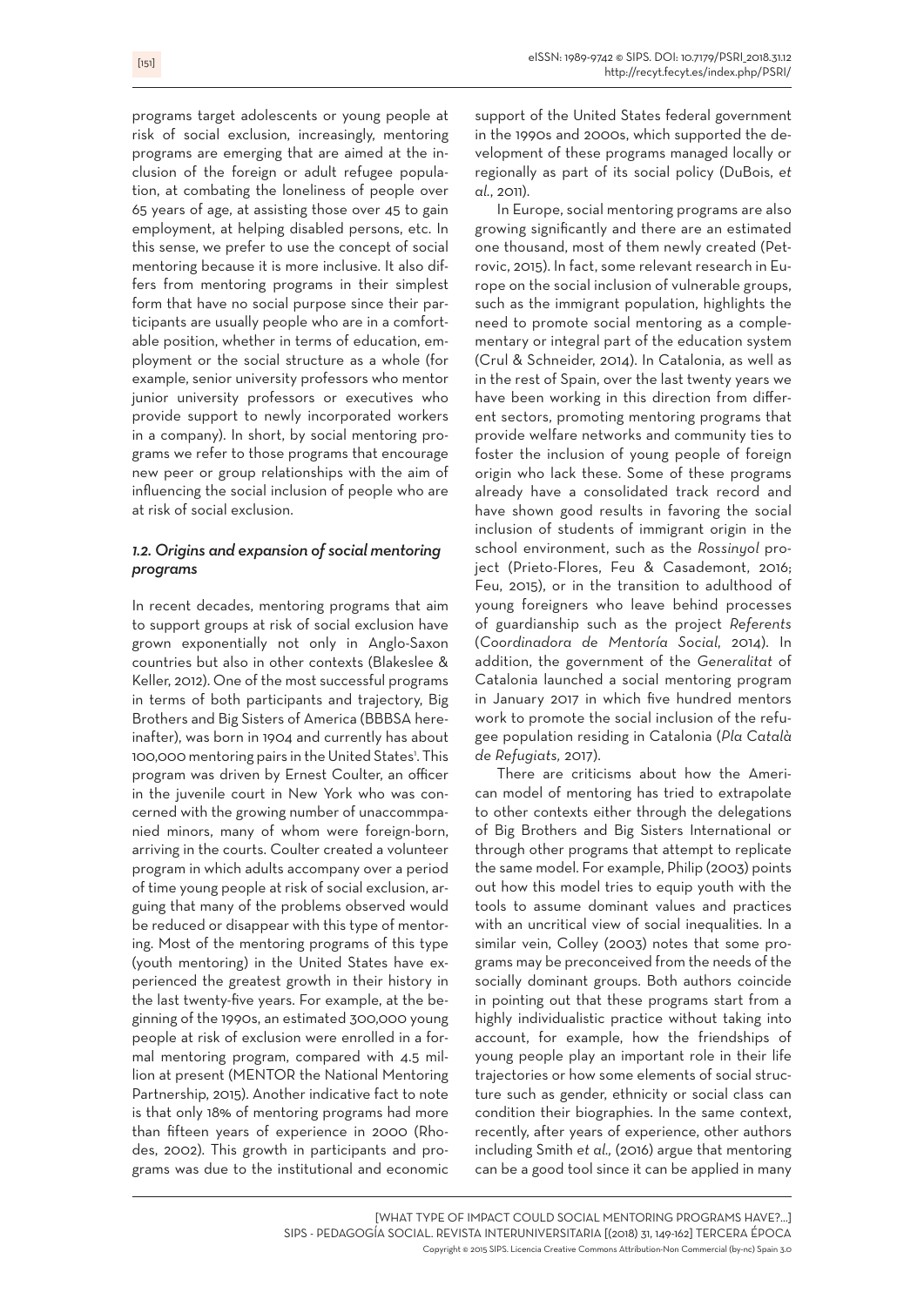programs target adolescents or young people at risk of social exclusion, increasingly, mentoring programs are emerging that are aimed at the inclusion of the foreign or adult refugee population, at combating the loneliness of people over 65 years of age, at assisting those over 45 to gain employment, at helping disabled persons, etc. In this sense, we prefer to use the concept of social mentoring because it is more inclusive. It also differs from mentoring programs in their simplest form that have no social purpose since their participants are usually people who are in a comfortable position, whether in terms of education, employment or the social structure as a whole (for example, senior university professors who mentor junior university professors or executives who provide support to newly incorporated workers in a company). In short, by social mentoring programs we refer to those programs that encourage new peer or group relationships with the aim of influencing the social inclusion of people who are at risk of social exclusion.

### *1.2. Origins and expansion of social mentoring programs*

In recent decades, mentoring programs that aim to support groups at risk of social exclusion have grown exponentially not only in Anglo-Saxon countries but also in other contexts (Blakeslee & Keller, 2012). One of the most successful programs in terms of both participants and trajectory, Big Brothers and Big Sisters of America (BBBSA hereinafter), was born in 1904 and currently has about 100,000 mentoring pairs in the United States[1]. This program was driven by Ernest Coulter, an officer in the juvenile court in New York who was concerned with the growing number of unaccommpanied minors, many of whom were foreign-born, arriving in the courts. Coulter created a volunteer program in which adults accompany over a period of time young people at risk of social exclusion, arguing that many of the problems observed would be reduced or disappear with this type of mentoring. Most of the mentoring programs of this type (youth mentoring) in the United States have experienced the greatest growth in their history in the last twenty-five years. For example, at the beginning of the 1990s, an estimated 300,000 young people at risk of exclusion were enrolled in a formal mentoring program, compared with 4.5 million at present (MENTOR the National Mentoring Partnership, 2015). Another indicative fact to note is that only 18% of mentoring programs had more than fifteen years of experience in 2000 (Rhodes, 2002). This growth in participants and programs was due to the institutional and economic support of the United States federal government in the 1990s and 2000s, which supported the development of these programs managed locally or regionally as part of its social policy (DuBois, *et al.*, 2011).

In Europe, social mentoring programs are also growing significantly and there are an estimated one thousand, most of them newly created (Petrovic, 2015). In fact, some relevant research in Europe on the social inclusion of vulnerable groups, such as the immigrant population, highlights the need to promote social mentoring as a complementary or integral part of the education system (Crul & Schneider, 2014). In Catalonia, as well as in the rest of Spain, over the last twenty years we have been working in this direction from different sectors, promoting mentoring programs that provide welfare networks and community ties to foster the inclusion of young people of foreign origin who lack these. Some of these programs already have a consolidated track record and have shown good results in favoring the social inclusion of students of immigrant origin in the school environment, such as the *Rossinyol* project (Prieto-Flores, Feu & Casademont, 2016; Feu, 2015), or in the transition to adulthood of young foreigners who leave behind processes of guardianship such as the project *Referents* (*Coordinadora de Mentoría Social*, 2014). In addition, the government of the *Generalitat* of Catalonia launched a social mentoring program in January 2017 in which five hundred mentors work to promote the social inclusion of the refugee population residing in Catalonia (*Pla Català de Refugiats*, 2017).

There are criticisms about how the American model of mentoring has tried to extrapolate to other contexts either through the delegations of Big Brothers and Big Sisters International or through other programs that attempt to replicate the same model. For example, Philip (2003) points out how this model tries to equip youth with the tools to assume dominant values and practices with an uncritical view of social inequalities. In a similar vein, Colley (2003) notes that some programs may be preconceived from the needs of the socially dominant groups. Both authors coincide in pointing out that these programs start from a highly individualistic practice without taking into account, for example, how the friendships of young people play an important role in their life trajectories or how some elements of social structure such as gender, ethnicity or social class can condition their biographies. In the same context, recently, after years of experience, other authors including Smith *et al.,* (2016) argue that mentoring can be a good tool since it can be applied in many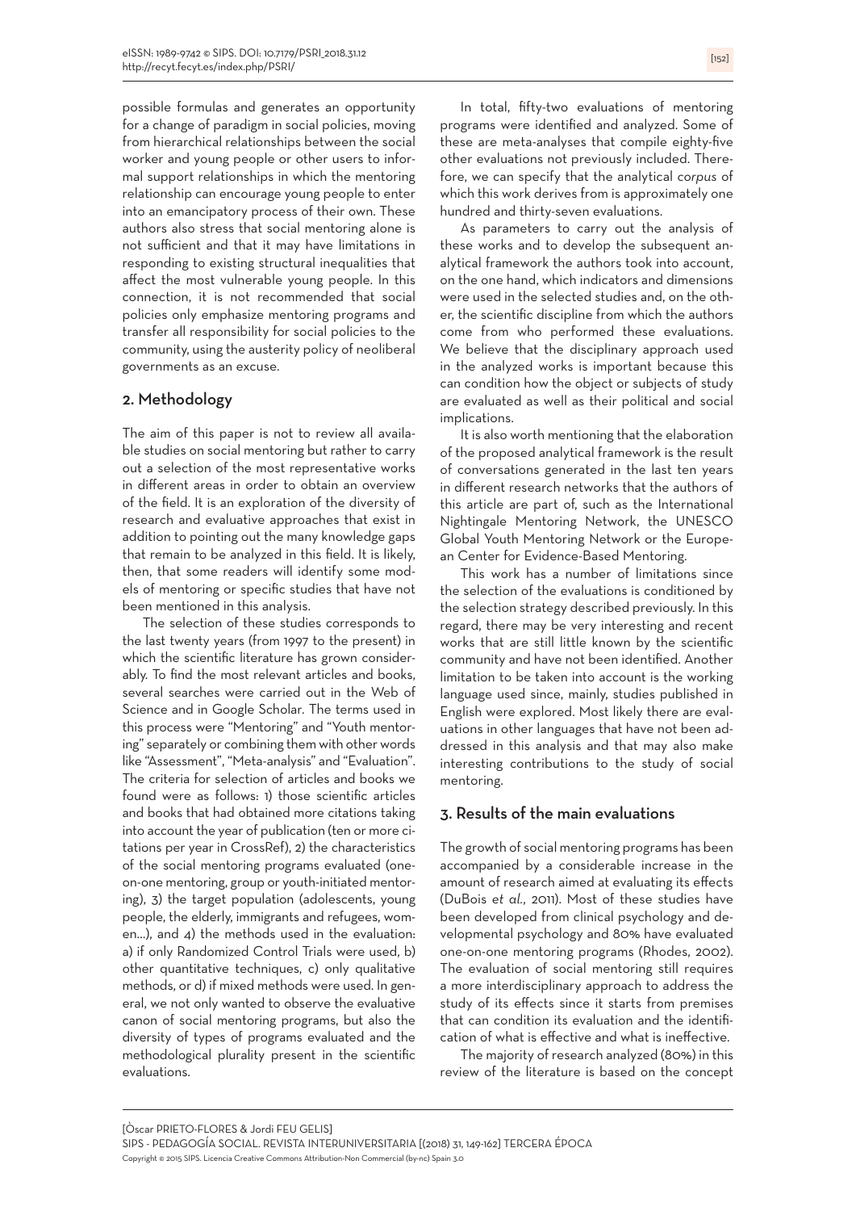possible formulas and generates an opportunity for a change of paradigm in social policies, moving from hierarchical relationships between the social worker and young people or other users to informal support relationships in which the mentoring relationship can encourage young people to enter into an emancipatory process of their own. These authors also stress that social mentoring alone is not sufficient and that it may have limitations in responding to existing structural inequalities that affect the most vulnerable young people. In this connection, it is not recommended that social policies only emphasize mentoring programs and transfer all responsibility for social policies to the community, using the austerity policy of neoliberal governments as an excuse.

## 2. Methodology

The aim of this paper is not to review all available studies on social mentoring but rather to carry out a selection of the most representative works in different areas in order to obtain an overview of the field. It is an exploration of the diversity of research and evaluative approaches that exist in addition to pointing out the many knowledge gaps that remain to be analyzed in this field. It is likely, then, that some readers will identify some models of mentoring or specific studies that have not been mentioned in this analysis.

The selection of these studies corresponds to the last twenty years (from 1997 to the present) in which the scientific literature has grown considerably. To find the most relevant articles and books, several searches were carried out in the Web of Science and in Google Scholar. The terms used in this process were "Mentoring" and "Youth mentoring" separately or combining them with other words like "Assessment", "Meta-analysis" and "Evaluation". The criteria for selection of articles and books we found were as follows: 1) those scientific articles and books that had obtained more citations taking into account the year of publication (ten or more citations per year in CrossRef), 2) the characteristics of the social mentoring programs evaluated (one-on-one mentoring, group or youth-initiated mentoring), 3) the target population (adolescents, young people, the elderly, immigrants and refugees, women...), and 4) the methods used in the evaluation: a) if only Randomized Control Trials were used, b) other quantitative techniques, c) only qualitative methods, or d) if mixed methods were used. In general, we not only wanted to observe the evaluative canon of social mentoring programs, but also the diversity of types of programs evaluated and the methodological plurality present in the scientific evaluations.

In total, fifty-two evaluations of mentoring programs were identified and analyzed. Some of these are meta-analyses that compile eighty-five other evaluations not previously included. Therefore, we can specify that the analytical *corpus* of which this work derives from is approximately one hundred and thirty-seven evaluations.

As parameters to carry out the analysis of these works and to develop the subsequent analytical framework the authors took into account, on the one hand, which indicators and dimensions were used in the selected studies and, on the other, the scientific discipline from which the authors come from who performed these evaluations. We believe that the disciplinary approach used in the analyzed works is important because this can condition how the object or subjects of study are evaluated as well as their political and social implications.

It is also worth mentioning that the elaboration of the proposed analytical framework is the result of conversations generated in the last ten years in different research networks that the authors of this article are part of, such as the International Nightingale Mentoring Network, the UNESCO Global Youth Mentoring Network or the European Center for Evidence-Based Mentoring.

This work has a number of limitations since the selection of the evaluations is conditioned by the selection strategy described previously. In this regard, there may be very interesting and recent works that are still little known by the scientific community and have not been identified. Another limitation to be taken into account is the working language used since, mainly, studies published in English were explored. Most likely there are evaluations in other languages that have not been addressed in this analysis and that may also make interesting contributions to the study of social mentoring.

## 3. Results of the main evaluations

The growth of social mentoring programs has been accompanied by a considerable increase in the amount of research aimed at evaluating its effects (DuBois *et al.*, 2011). Most of these studies have been developed from clinical psychology and developmental psychology and 80% have evaluated one-on-one mentoring programs (Rhodes, 2002). The evaluation of social mentoring still requires a more interdisciplinary approach to address the study of its effects since it starts from premises that can condition its evaluation and the identification of what is effective and what is ineffective.

The majority of research analyzed (80%) in this review of the literature is based on the concept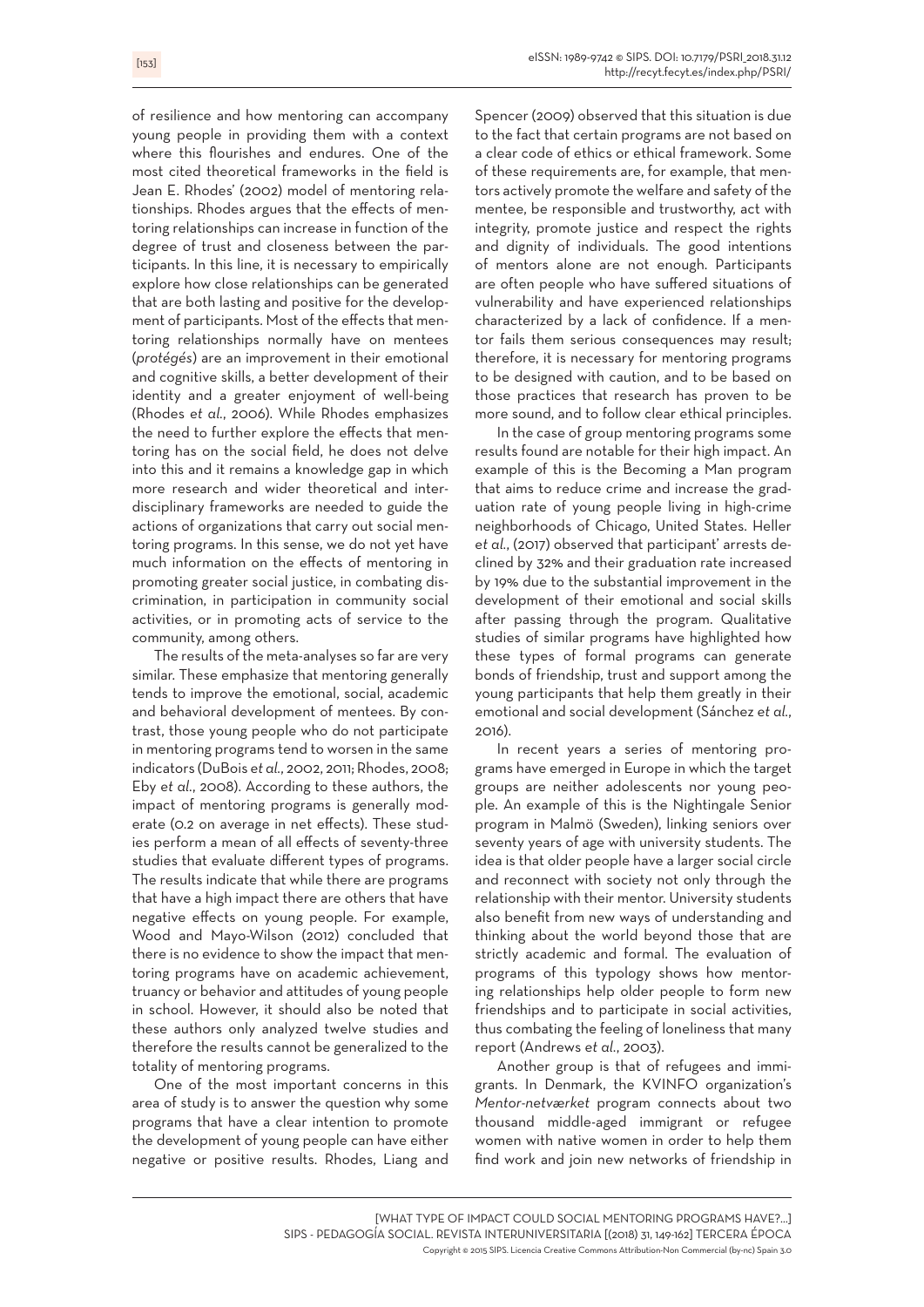of resilience and how mentoring can accompany young people in providing them with a context where this flourishes and endures. One of the most cited theoretical frameworks in the field is Jean E. Rhodes' (2002) model of mentoring relationships. Rhodes argues that the effects of mentoring relationships can increase in function of the degree of trust and closeness between the participants. In this line, it is necessary to empirically explore how close relationships can be generated that are both lasting and positive for the development of participants. Most of the effects that mentoring relationships normally have on mentees (*protégés*) are an improvement in their emotional and cognitive skills, a better development of their identity and a greater enjoyment of well-being (Rhodes *et al.*, 2006). While Rhodes emphasizes the need to further explore the effects that mentoring has on the social field, he does not delve into this and it remains a knowledge gap in which more research and wider theoretical and interdisciplinary frameworks are needed to guide the actions of organizations that carry out social mentoring programs. In this sense, we do not yet have much information on the effects of mentoring in promoting greater social justice, in combating discrimination, in participation in community social activities, or in promoting acts of service to the community, among others.

The results of the meta-analyses so far are very similar. These emphasize that mentoring generally tends to improve the emotional, social, academic and behavioral development of mentees. By contrast, those young people who do not participate in mentoring programs tend to worsen in the same indicators (DuBois *et al.*, 2002, 2011; Rhodes, 2008; Eby *et al.*, 2008). According to these authors, the impact of mentoring programs is generally moderate (0.2 on average in net effects). These studies perform a mean of all effects of seventy-three studies that evaluate different types of programs. The results indicate that while there are programs that have a high impact there are others that have negative effects on young people. For example, Wood and Mayo-Wilson (2012) concluded that there is no evidence to show the impact that mentoring programs have on academic achievement, truancy or behavior and attitudes of young people in school. However, it should also be noted that these authors only analyzed twelve studies and therefore the results cannot be generalized to the totality of mentoring programs.

One of the most important concerns in this area of study is to answer the question why some programs that have a clear intention to promote the development of young people can have either negative or positive results. Rhodes, Liang and Spencer (2009) observed that this situation is due to the fact that certain programs are not based on a clear code of ethics or ethical framework. Some of these requirements are, for example, that mentors actively promote the welfare and safety of the mentee, be responsible and trustworthy, act with integrity, promote justice and respect the rights and dignity of individuals. The good intentions of mentors alone are not enough. Participants are often people who have suffered situations of vulnerability and have experienced relationships characterized by a lack of confidence. If a mentor fails them serious consequences may result; therefore, it is necessary for mentoring programs to be designed with caution, and to be based on those practices that research has proven to be more sound, and to follow clear ethical principles.

In the case of group mentoring programs some results found are notable for their high impact. An example of this is the Becoming a Man program that aims to reduce crime and increase the graduation rate of young people living in high-crime neighborhoods of Chicago, United States. Heller *et al.*, (2017) observed that participant' arrests declined by 32% and their graduation rate increased by 19% due to the substantial improvement in the development of their emotional and social skills after passing through the program. Qualitative studies of similar programs have highlighted how these types of formal programs can generate bonds of friendship, trust and support among the young participants that help them greatly in their emotional and social development (Sánchez *et al.*, 2016).

In recent years a series of mentoring programs have emerged in Europe in which the target groups are neither adolescents nor young people. An example of this is the Nightingale Senior program in Malmö (Sweden), linking seniors over seventy years of age with university students. The idea is that older people have a larger social circle and reconnect with society not only through the relationship with their mentor. University students also benefit from new ways of understanding and thinking about the world beyond those that are strictly academic and formal. The evaluation of programs of this typology shows how mentoring relationships help older people to form new friendships and to participate in social activities, thus combating the feeling of loneliness that many report (Andrews *et al.*, 2003).

Another group is that of refugees and immigrants. In Denmark, the KVINFO organization's *Mentor-netværket* program connects about two thousand middle-aged immigrant or refugee women with native women in order to help them find work and join new networks of friendship in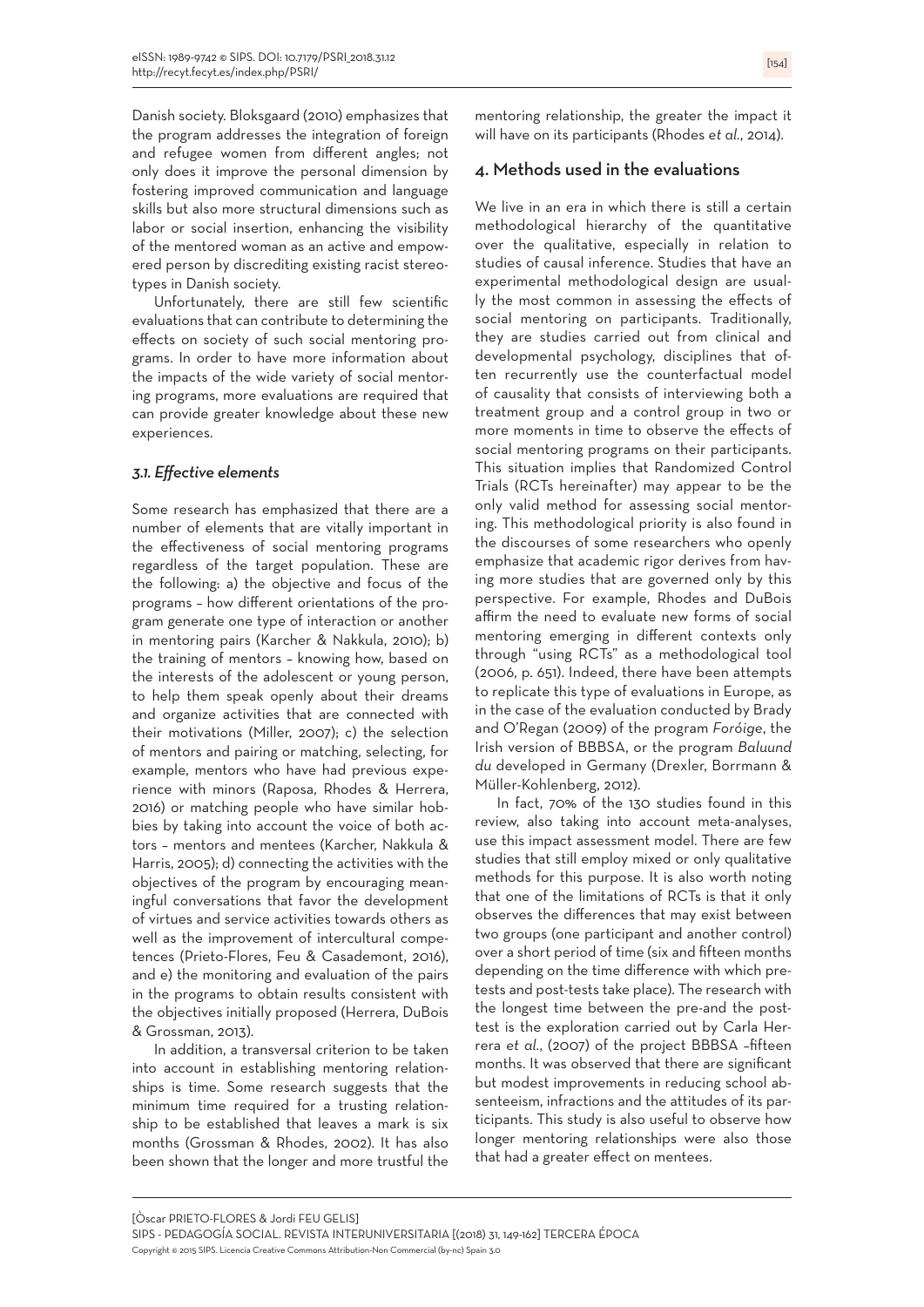Danish society. Bloksgaard (2010) emphasizes that the program addresses the integration of foreign and refugee women from different angles; not only does it improve the personal dimension by fostering improved communication and language skills but also more structural dimensions such as labor or social insertion, enhancing the visibility of the mentored woman as an active and empowered person by discrediting existing racist stereotypes in Danish society.

Unfortunately, there are still few scientific evaluations that can contribute to determining the effects on society of such social mentoring programs. In order to have more information about the impacts of the wide variety of social mentoring programs, more evaluations are required that can provide greater knowledge about these new experiences.

### *3.1. Effective elements*

Some research has emphasized that there are a number of elements that are vitally important in the effectiveness of social mentoring programs regardless of the target population. These are the following: a) the objective and focus of the programs – how different orientations of the program generate one type of interaction or another in mentoring pairs (Karcher & Nakkula, 2010); b) the training of mentors – knowing how, based on the interests of the adolescent or young person, to help them speak openly about their dreams and organize activities that are connected with their motivations (Miller, 2007); c) the selection of mentors and pairing or matching, selecting, for example, mentors who have had previous experience with minors (Raposa, Rhodes & Herrera, 2016) or matching people who have similar hobbies by taking into account the voice of both actors – mentors and mentees (Karcher, Nakkula & Harris, 2005); d) connecting the activities with the objectives of the program by encouraging meaningful conversations that favor the development of virtues and service activities towards others as well as the improvement of intercultural competences (Prieto-Flores, Feu & Casademont, 2016), and e) the monitoring and evaluation of the pairs in the programs to obtain results consistent with the objectives initially proposed (Herrera, DuBois & Grossman, 2013).

In addition, a transversal criterion to be taken into account in establishing mentoring relationships is time. Some research suggests that the minimum time required for a trusting relationship to be established that leaves a mark is six months (Grossman & Rhodes, 2002). It has also been shown that the longer and more trustful the mentoring relationship, the greater the impact it will have on its participants (Rhodes *et al.*, 2014).

## 4. Methods used in the evaluations

We live in an era in which there is still a certain methodological hierarchy of the quantitative over the qualitative, especially in relation to studies of causal inference. Studies that have an experimental methodological design are usually the most common in assessing the effects of social mentoring on participants. Traditionally, they are studies carried out from clinical and developmental psychology, disciplines that often recurrently use the counterfactual model of causality that consists of interviewing both a treatment group and a control group in two or more moments in time to observe the effects of social mentoring programs on their participants. This situation implies that Randomized Control Trials (RCTs hereinafter) may appear to be the only valid method for assessing social mentoring. This methodological priority is also found in the discourses of some researchers who openly emphasize that academic rigor derives from having more studies that are governed only by this perspective. For example, Rhodes and DuBois affirm the need to evaluate new forms of social mentoring emerging in different contexts only through "using RCTs" as a methodological tool (2006, p. 651). Indeed, there have been attempts to replicate this type of evaluations in Europe, as in the case of the evaluation conducted by Brady and O'Regan (2009) of the program *Foróige*, the Irish version of BBBSA, or the program *Baluund du* developed in Germany (Drexler, Borrmann & Müller-Kohlenberg, 2012).

In fact, 70% of the 130 studies found in this review, also taking into account meta-analyses, use this impact assessment model. There are few studies that still employ mixed or only qualitative methods for this purpose. It is also worth noting that one of the limitations of RCTs is that it only observes the differences that may exist between two groups (one participant and another control) over a short period of time (six and fifteen months depending on the time difference with which pretests and post-tests take place). The research with the longest time between the pre-and the post-test is the exploration carried out by Carla Herrera *et al.*, (2007) of the project BBBSA –fifteen months. It was observed that there are significant but modest improvements in reducing school absenteeism, infractions and the attitudes of its participants. This study is also useful to observe how longer mentoring relationships were also those that had a greater effect on mentees.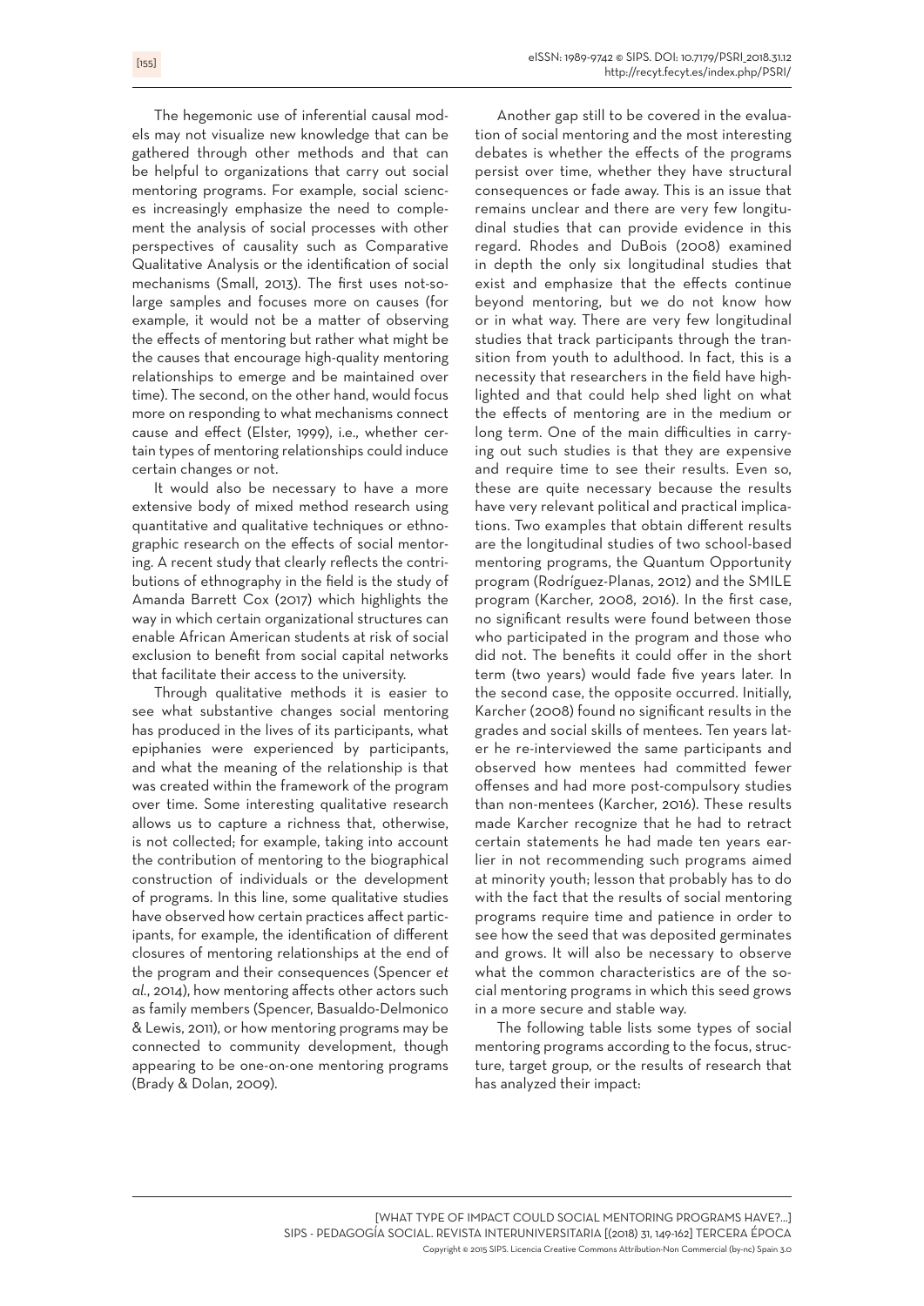The hegemonic use of inferential causal models may not visualize new knowledge that can be gathered through other methods and that can be helpful to organizations that carry out social mentoring programs. For example, social sciences increasingly emphasize the need to complement the analysis of social processes with other perspectives of causality such as Comparative Qualitative Analysis or the identification of social mechanisms (Small, 2013). The first uses not-so-large samples and focuses more on causes (for example, it would not be a matter of observing the effects of mentoring but rather what might be the causes that encourage high-quality mentoring relationships to emerge and be maintained over time). The second, on the other hand, would focus more on responding to what mechanisms connect cause and effect (Elster, 1999), i.e., whether certain types of mentoring relationships could induce certain changes or not.

It would also be necessary to have a more extensive body of mixed method research using quantitative and qualitative techniques or ethnographic research on the effects of social mentoring. A recent study that clearly reflects the contributions of ethnography in the field is the study of Amanda Barrett Cox (2017) which highlights the way in which certain organizational structures can enable African American students at risk of social exclusion to benefit from social capital networks that facilitate their access to the university.

Through qualitative methods it is easier to see what substantive changes social mentoring has produced in the lives of its participants, what epiphanies were experienced by participants, and what the meaning of the relationship is that was created within the framework of the program over time. Some interesting qualitative research allows us to capture a richness that, otherwise, is not collected; for example, taking into account the contribution of mentoring to the biographical construction of individuals or the development of programs. In this line, some qualitative studies have observed how certain practices affect participants, for example, the identification of different closures of mentoring relationships at the end of the program and their consequences (Spencer *et al.*, 2014), how mentoring affects other actors such as family members (Spencer, Basualdo-Delmonico & Lewis, 2011), or how mentoring programs may be connected to community development, though appearing to be one-on-one mentoring programs (Brady & Dolan, 2009).

Another gap still to be covered in the evaluation of social mentoring and the most interesting debates is whether the effects of the programs persist over time, whether they have structural consequences or fade away. This is an issue that remains unclear and there are very few longitudinal studies that can provide evidence in this regard. Rhodes and DuBois (2008) examined in depth the only six longitudinal studies that exist and emphasize that the effects continue beyond mentoring, but we do not know how or in what way. There are very few longitudinal studies that track participants through the transition from youth to adulthood. In fact, this is a necessity that researchers in the field have highlighted and that could help shed light on what the effects of mentoring are in the medium or long term. One of the main difficulties in carrying out such studies is that they are expensive and require time to see their results. Even so, these are quite necessary because the results have very relevant political and practical implications. Two examples that obtain different results are the longitudinal studies of two school-based mentoring programs, the Quantum Opportunity program (Rodríguez-Planas, 2012) and the SMILE program (Karcher, 2008, 2016). In the first case, no significant results were found between those who participated in the program and those who did not. The benefits it could offer in the short term (two years) would fade five years later. In the second case, the opposite occurred. Initially, Karcher (2008) found no significant results in the grades and social skills of mentees. Ten years later he re-interviewed the same participants and observed how mentees had committed fewer offenses and had more post-compulsory studies than non-mentees (Karcher, 2016). These results made Karcher recognize that he had to retract certain statements he had made ten years earlier in not recommending such programs aimed at minority youth; lesson that probably has to do with the fact that the results of social mentoring programs require time and patience in order to see how the seed that was deposited germinates and grows. It will also be necessary to observe what the common characteristics are of the social mentoring programs in which this seed grows in a more secure and stable way.

The following table lists some types of social mentoring programs according to the focus, structure, target group, or the results of research that has analyzed their impact: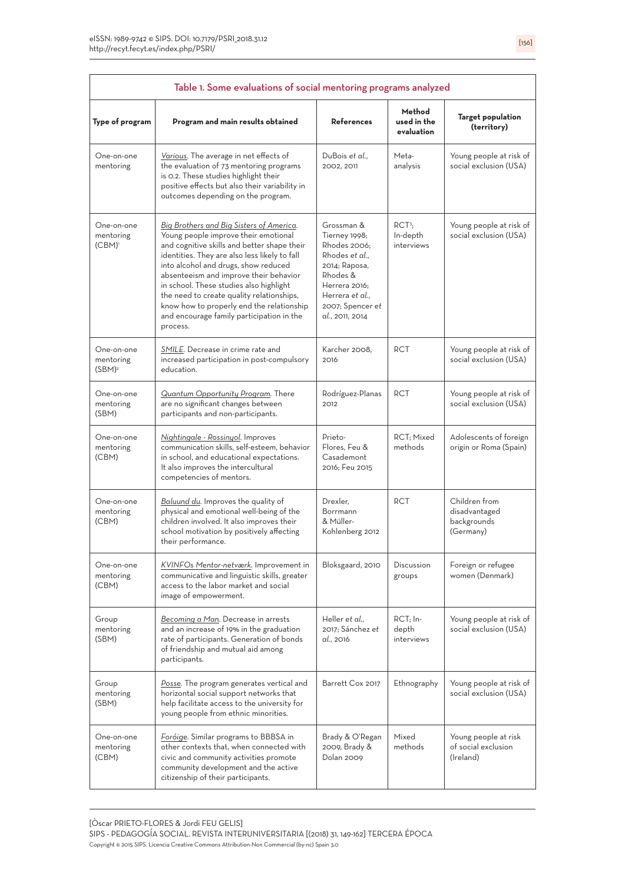**Table 1. Some evaluations of social mentoring programs analyzed**

| Type of program | Program and main results obtained | References | Method used in the evaluation | Target population (territory) |
|---|---|---|---|---|
| One-on-one mentoring | _Various_. The average in net effects of the evaluation of 73 mentoring programs is 0.2. These studies highlight their positive effects but also their variability in outcomes depending on the program. | DuBois *et al.*, 2002, 2011 | Meta-analysis | Young people at risk of social exclusion (USA) |
| One-on-one mentoring (CBM)[1] | _Big Brothers and Big Sisters of America_. Young people improve their emotional and cognitive skills and better shape their identities. They are also less likely to fall into alcohol and drugs, show reduced absenteeism and improve their behavior in school. These studies also highlight the need to create quality relationships, know how to properly end the relationship and encourage family participation in the process. | Grossman & Tierney 1998; Rhodes 2006; Rhodes *et al.*, 2014; Raposa, Rhodes & Herrera 2016; Herrera *et al.*, 2007; Spencer *et al.*, 2011, 2014 | RCT[3]; In-depth interviews | Young people at risk of social exclusion (USA) |
| One-on-one mentoring (SBM)[2] | _SMILE_. Decrease in crime rate and increased participation in post-compulsory education. | Karcher 2008, 2016 | RCT | Young people at risk of social exclusion (USA) |
| One-on-one mentoring (SBM) | _Quantum Opportunity Program_. There are no significant changes between participants and non-participants. | Rodríguez-Planas 2012 | RCT | Young people at risk of social exclusion (USA) |
| One-on-one mentoring (CBM) | _Nightingale - Rossinyol_. Improves communication skills, self-esteem, behavior in school, and educational expectations. It also improves the intercultural competencies of mentors. | Prieto-Flores, Feu & Casademont 2016; Feu 2015 | RCT; Mixed methods | Adolescents of foreign origin or Roma (Spain) |
| One-on-one mentoring (CBM) | _Baluund du_. Improves the quality of physical and emotional well-being of the children involved. It also improves their school motivation by positively affecting their performance. | Drexler, Borrmann & Müller-Kohlenberg 2012 | RCT | Children from disadvantaged backgrounds (Germany) |
| One-on-one mentoring (CBM) | _KVINFOs Mentor-netværk_. Improvement in communicative and linguistic skills, greater access to the labor market and social image of empowerment. | Bloksgaard, 2010 | Discussion groups | Foreign or refugee women (Denmark) |
| Group mentoring (SBM) | _Becoming a Man_. Decrease in arrests and an increase of 19% in the graduation rate of participants. Generation of bonds of friendship and mutual aid among participants. | Heller *et al.*, 2017; Sánchez *et al.*, 2016 | RCT; In-depth interviews | Young people at risk of social exclusion (USA) |
| Group mentoring (SBM) | _Posse_. The program generates vertical and horizontal social support networks that help facilitate access to the university for young people from ethnic minorities. | Barrett Cox 2017 | Ethnography | Young people at risk of social exclusion (USA) |
| One-on-one mentoring (CBM) | _Foróige_. Similar programs to BBBSA in other contexts that, when connected with civic and community activities promote community development and the active citizenship of their participants. | Brady & O'Regan 2009, Brady & Dolan 2009 | Mixed methods | Young people at risk of social exclusion (Ireland) |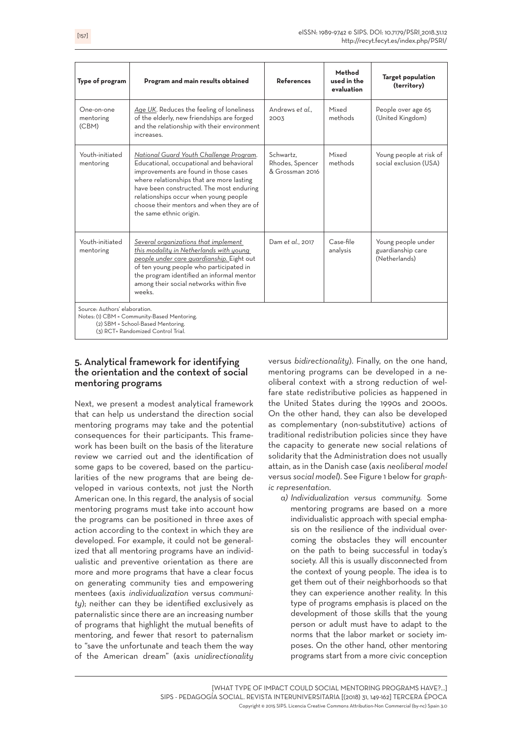| Type of program | Program and main results obtained | References | Method used in the evaluation | Target population (territory) |
| --- | --- | --- | --- | --- |
| One-on-one mentoring (CBM) | Age UK. Reduces the feeling of loneliness of the elderly, new friendships are forged and the relationship with their environment increases. | Andrews *et al.*, 2003 | Mixed methods | People over age 65 (United Kingdom) |
| Youth-initiated mentoring | National Guard Youth Challenge Program. Educational, occupational and behavioral improvements are found in those cases where relationships that are more lasting have been constructed. The most enduring relationships occur when young people choose their mentors and when they are of the same ethnic origin. | Schwartz, Rhodes, Spencer & Grossman 2016 | Mixed methods | Young people at risk of social exclusion (USA) |
| Youth-initiated mentoring | Several organizations that implement this modality in Netherlands with young people under care guardianship. Eight out of ten young people who participated in the program identified an informal mentor among their social networks within five weeks. | Dam *et al.*, 2017 | Case-file analysis | Young people under guardianship care (Netherlands) |

Source: Authors' elaboration.
Notes: (1) CBM = Community-Based Mentoring.
(2) SBM = School-Based Mentoring.
(3) RCT= Randomized Control Trial.

## 5. Analytical framework for identifying the orientation and the context of social mentoring programs

Next, we present a modest analytical framework that can help us understand the direction social mentoring programs may take and the potential consequences for their participants. This framework has been built on the basis of the literature review we carried out and the identification of some gaps to be covered, based on the particularities of the new programs that are being developed in various contexts, not just the North American one. In this regard, the analysis of social mentoring programs must take into account how the programs can be positioned in three axes of action according to the context in which they are developed. For example, it could not be generalized that all mentoring programs have an individualistic and preventive orientation as there are more and more programs that have a clear focus on generating community ties and empowering mentees (axis *individualization* versus *community*); neither can they be identified exclusively as paternalistic since there are an increasing number of programs that highlight the mutual benefits of mentoring, and fewer that resort to paternalism to "save the unfortunate and teach them the way of the American dream" (axis *unidirectionality* versus *bidirectionality*). Finally, on the one hand, mentoring programs can be developed in a neoliberal context with a strong reduction of welfare state redistributive policies as happened in the United States during the 1990s and 2000s. On the other hand, they can also be developed as complementary (non-substitutive) actions of traditional redistribution policies since they have the capacity to generate new social relations of solidarity that the Administration does not usually attain, as in the Danish case (axis *neoliberal model* versus *social model*). See Figure 1 below for *graphic representation*.

*a) Individualization versus community.* Some mentoring programs are based on a more individualistic approach with special emphasis on the resilience of the individual overcoming the obstacles they will encounter on the path to being successful in today's society. All this is usually disconnected from the context of young people. The idea is to get them out of their neighborhoods so that they can experience another reality. In this type of programs emphasis is placed on the development of those skills that the young person or adult must have to adapt to the norms that the labor market or society imposes. On the other hand, other mentoring programs start from a more civic conception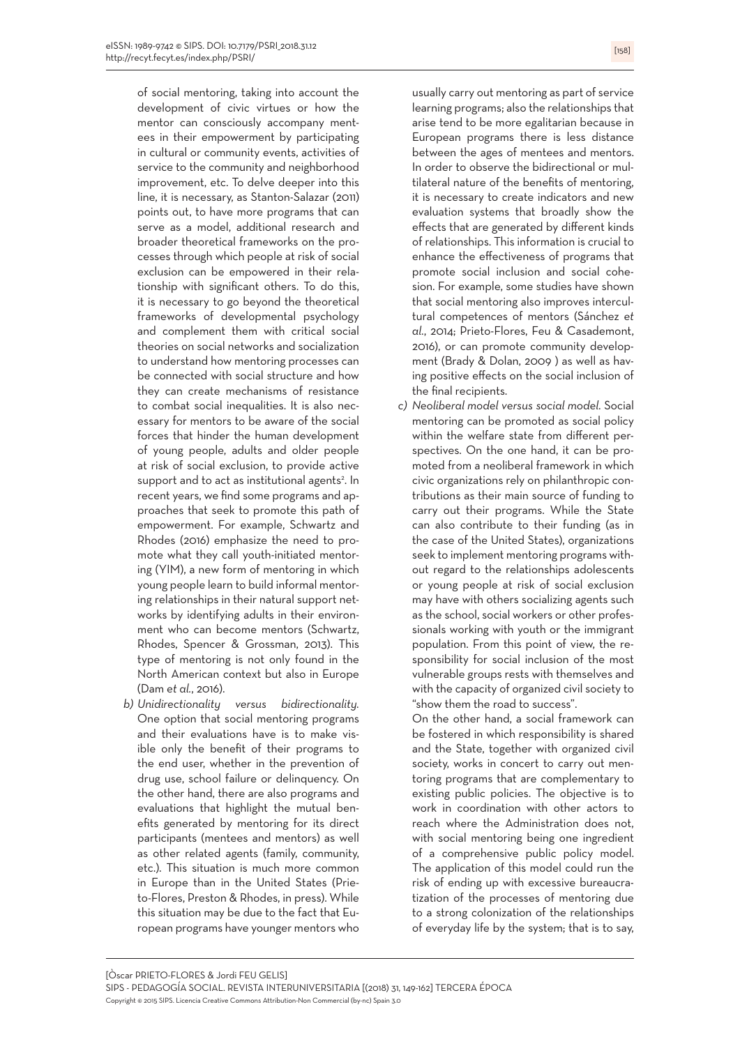of social mentoring, taking into account the development of civic virtues or how the mentor can consciously accompany mentees in their empowerment by participating in cultural or community events, activities of service to the community and neighborhood improvement, etc. To delve deeper into this line, it is necessary, as Stanton-Salazar (2011) points out, to have more programs that can serve as a model, additional research and broader theoretical frameworks on the processes through which people at risk of social exclusion can be empowered in their relationship with significant others. To do this, it is necessary to go beyond the theoretical frameworks of developmental psychology and complement them with critical social theories on social networks and socialization to understand how mentoring processes can be connected with social structure and how they can create mechanisms of resistance to combat social inequalities. It is also necessary for mentors to be aware of the social forces that hinder the human development of young people, adults and older people at risk of social exclusion, to provide active support and to act as institutional agents[2]. In recent years, we find some programs and approaches that seek to promote this path of empowerment. For example, Schwartz and Rhodes (2016) emphasize the need to promote what they call youth-initiated mentoring (YIM), a new form of mentoring in which young people learn to build informal mentoring relationships in their natural support networks by identifying adults in their environment who can become mentors (Schwartz, Rhodes, Spencer & Grossman, 2013). This type of mentoring is not only found in the North American context but also in Europe (Dam *et al.*, 2016).

*b) Unidirectionality versus bidirectionality.* One option that social mentoring programs and their evaluations have is to make visible only the benefit of their programs to the end user, whether in the prevention of drug use, school failure or delinquency. On the other hand, there are also programs and evaluations that highlight the mutual benefits generated by mentoring for its direct participants (mentees and mentors) as well as other related agents (family, community, etc.). This situation is much more common in Europe than in the United States (Prieto-Flores, Preston & Rhodes, in press). While this situation may be due to the fact that European programs have younger mentors who usually carry out mentoring as part of service learning programs; also the relationships that arise tend to be more egalitarian because in European programs there is less distance between the ages of mentees and mentors. In order to observe the bidirectional or multilateral nature of the benefits of mentoring, it is necessary to create indicators and new evaluation systems that broadly show the effects that are generated by different kinds of relationships. This information is crucial to enhance the effectiveness of programs that promote social inclusion and social cohesion. For example, some studies have shown that social mentoring also improves intercultural competences of mentors (Sánchez *et al.*, 2014; Prieto-Flores, Feu & Casademont, 2016), or can promote community development (Brady & Dolan, 2009 ) as well as having positive effects on the social inclusion of the final recipients.

*c) Neoliberal model versus social model.* Social mentoring can be promoted as social policy within the welfare state from different perspectives. On the one hand, it can be promoted from a neoliberal framework in which civic organizations rely on philanthropic contributions as their main source of funding to carry out their programs. While the State can also contribute to their funding (as in the case of the United States), organizations seek to implement mentoring programs without regard to the relationships adolescents or young people at risk of social exclusion may have with others socializing agents such as the school, social workers or other professionals working with youth or the immigrant population. From this point of view, the responsibility for social inclusion of the most vulnerable groups rests with themselves and with the capacity of organized civil society to "show them the road to success".

On the other hand, a social framework can be fostered in which responsibility is shared and the State, together with organized civil society, works in concert to carry out mentoring programs that are complementary to existing public policies. The objective is to work in coordination with other actors to reach where the Administration does not, with social mentoring being one ingredient of a comprehensive public policy model. The application of this model could run the risk of ending up with excessive bureaucratization of the processes of mentoring due to a strong colonization of the relationships of everyday life by the system; that is to say,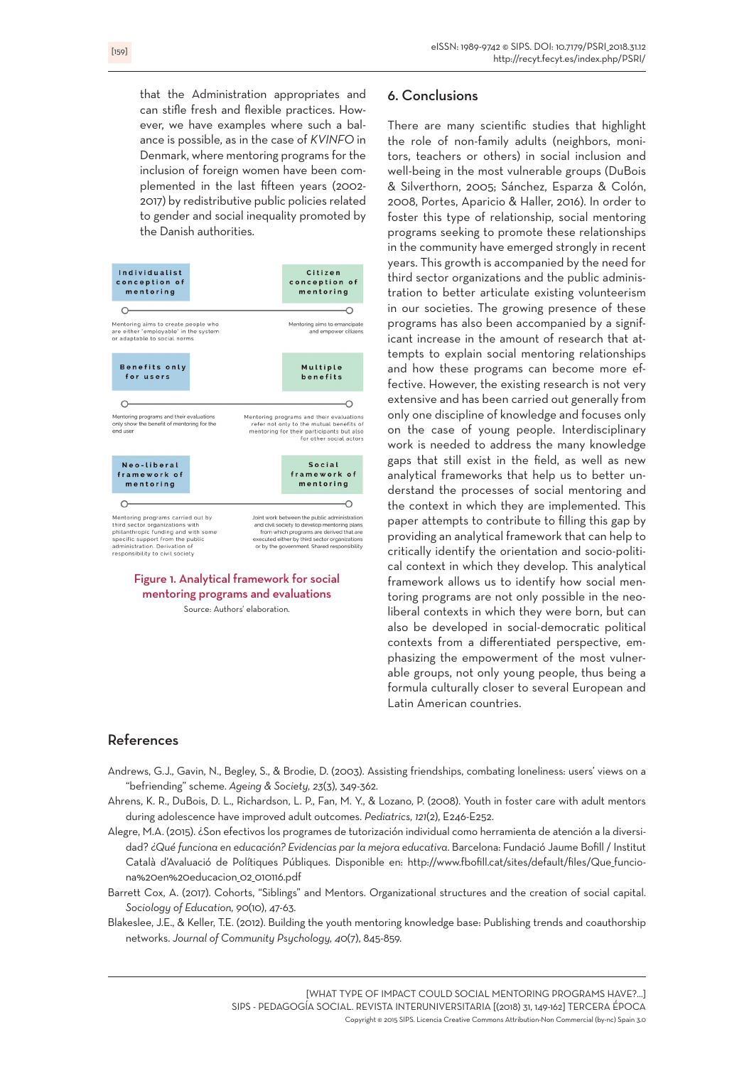that the Administration appropriates and can stifle fresh and flexible practices. However, we have examples where such a balance is possible, as in the case of *KVINFO* in Denmark, where mentoring programs for the inclusion of foreign women have been complemented in the last fifteen years (2002-2017) by redistributive public policies related to gender and social inequality promoted by the Danish authorities.

Individualist conception of mentoring

Citizen conception of mentoring

Mentoring aims to create people who are either 'employable' in the system or adaptable to social norms

Mentoring aims to emancipate and empower citizens

Benefits only for users

Multiple benefits

Mentoring programs and their evaluations only show the benefit of mentoring for the end user

Mentoring programs and their evaluations refer not only to the mutual benefits of mentoring for their participants but also for other social actors

Neo-liberal framework of mentoring

Social framework of mentoring

Mentoring programs carried out by third sector organizations with philanthropic funding and with some specific support from the public administration. Derivation of responsibility to civil society

Joint work between the public administration and civil society to develop mentoring plans from which programs are derived that are executed either by third sector organizations or by the government. Shared responsibility

Figure 1. Analytical framework for social mentoring programs and evaluations

Source: Authors' elaboration.

## 6. Conclusions

There are many scientific studies that highlight the role of non-family adults (neighbors, monitors, teachers or others) in social inclusion and well-being in the most vulnerable groups (DuBois & Silverthorn, 2005; Sánchez, Esparza & Colón, 2008, Portes, Aparicio & Haller, 2016). In order to foster this type of relationship, social mentoring programs seeking to promote these relationships in the community have emerged strongly in recent years. This growth is accompanied by the need for third sector organizations and the public administration to better articulate existing volunteerism in our societies. The growing presence of these programs has also been accompanied by a significant increase in the amount of research that attempts to explain social mentoring relationships and how these programs can become more effective. However, the existing research is not very extensive and has been carried out generally from only one discipline of knowledge and focuses only on the case of young people. Interdisciplinary work is needed to address the many knowledge gaps that still exist in the field, as well as new analytical frameworks that help us to better understand the processes of social mentoring and the context in which they are implemented. This paper attempts to contribute to filling this gap by providing an analytical framework that can help to critically identify the orientation and socio-political context in which they develop. This analytical framework allows us to identify how social mentoring programs are not only possible in the neo-liberal contexts in which they were born, but can also be developed in social-democratic political contexts from a differentiated perspective, emphasizing the empowerment of the most vulnerable groups, not only young people, thus being a formula culturally closer to several European and Latin American countries.

## References

Andrews, G.J., Gavin, N., Begley, S., & Brodie, D. (2003). Assisting friendships, combating loneliness: users' views on a "befriending" scheme. *Ageing & Society, 23*(3), 349-362.

Ahrens, K. R., DuBois, D. L., Richardson, L. P., Fan, M. Y., & Lozano, P. (2008). Youth in foster care with adult mentors during adolescence have improved adult outcomes. *Pediatrics, 121*(2), E246-E252.

Alegre, M.A. (2015). ¿Son efectivos los programes de tutorización individual como herramienta de atención a la diversidad? *¿Qué funciona en educación? Evidencias par la mejora educativa*. Barcelona: Fundació Jaume Bofill / Institut Català d'Avaluació de Polítiques Públiques. Disponible en: http://www.fbofill.cat/sites/default/files/Que_funciona%20en%20educacion_02_010116.pdf

Barrett Cox, A. (2017). Cohorts, "Siblings" and Mentors. Organizational structures and the creation of social capital. *Sociology of Education, 90*(10), 47-63.

Blakeslee, J.E., & Keller, T.E. (2012). Building the youth mentoring knowledge base: Publishing trends and coauthorship networks. *Journal of Community Psychology, 40*(7), 845-859.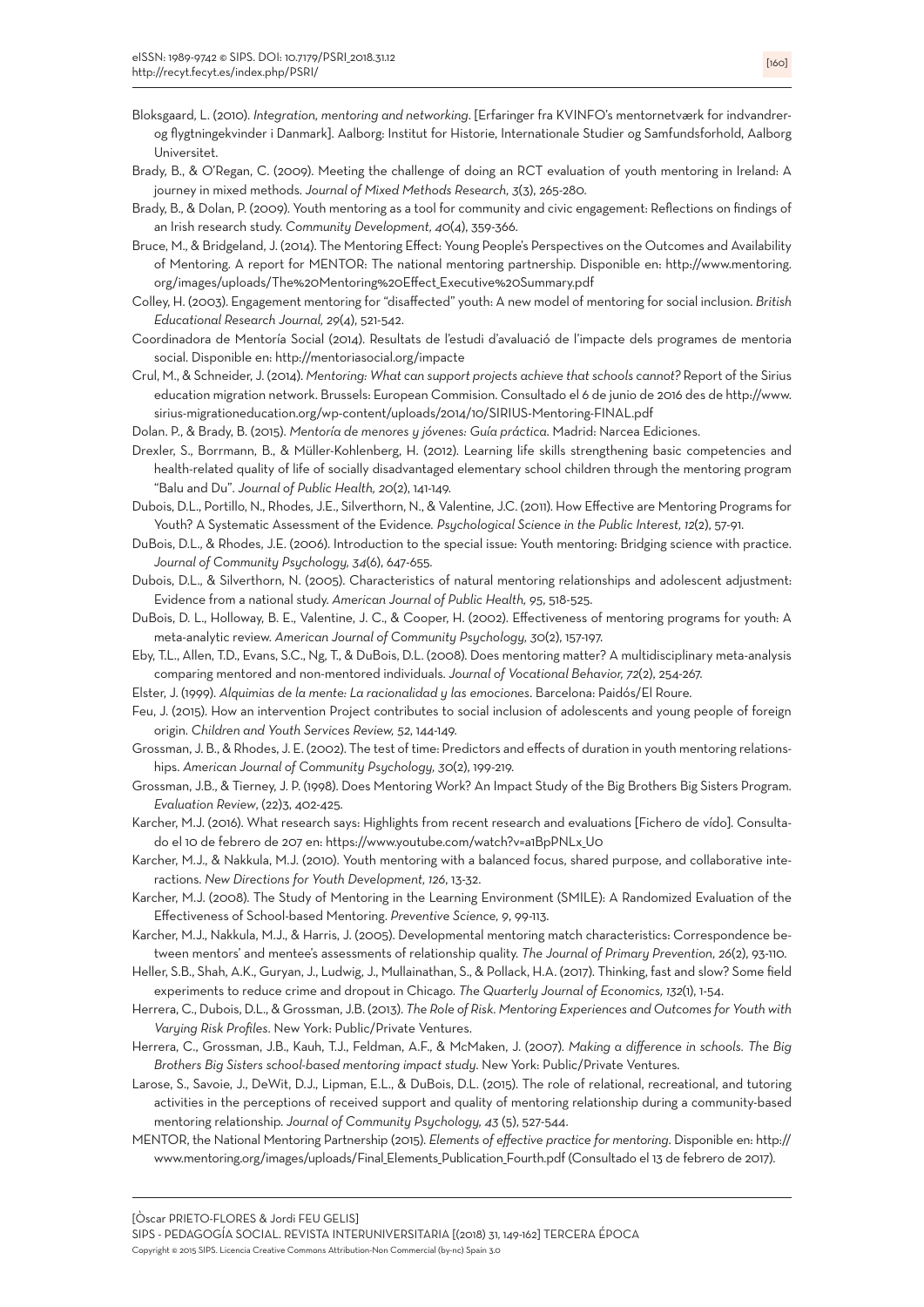Bloksgaard, L. (2010). *Integration, mentoring and networking*. [Erfaringer fra KVINFO's mentornetværk for indvandrer- og flygtningekvinder i Danmark]. Aalborg: Institut for Historie, Internationale Studier og Samfundsforhold, Aalborg Universitet.

Brady, B., & O'Regan, C. (2009). Meeting the challenge of doing an RCT evaluation of youth mentoring in Ireland: A journey in mixed methods. *Journal of Mixed Methods Research, 3*(3), 265-280.

Brady, B., & Dolan, P. (2009). Youth mentoring as a tool for community and civic engagement: Reflections on findings of an Irish research study. *Community Development, 40*(4), 359-366.

Bruce, M., & Bridgeland, J. (2014). The Mentoring Effect: Young People's Perspectives on the Outcomes and Availability of Mentoring. A report for MENTOR: The national mentoring partnership. Disponible en: http://www.mentoring.org/images/uploads/The%20Mentoring%20Effect_Executive%20Summary.pdf

Colley, H. (2003). Engagement mentoring for "disaffected" youth: A new model of mentoring for social inclusion. *British Educational Research Journal, 29*(4), 521-542.

Coordinadora de Mentoría Social (2014). Resultats de l'estudi d'avaluació de l'impacte dels programes de mentoria social. Disponible en: http://mentoriasocial.org/impacte

Crul, M., & Schneider, J. (2014). *Mentoring: What can support projects achieve that schools cannot?* Report of the Sirius education migration network. Brussels: European Commision. Consultado el 6 de junio de 2016 des de http://www.sirius-migrationeducation.org/wp-content/uploads/2014/10/SIRIUS-Mentoring-FINAL.pdf

Dolan. P., & Brady, B. (2015). *Mentoría de menores y jóvenes: Guía práctica*. Madrid: Narcea Ediciones.

Drexler, S., Borrmann, B., & Müller-Kohlenberg, H. (2012). Learning life skills strengthening basic competencies and health-related quality of life of socially disadvantaged elementary school children through the mentoring program "Balu and Du". *Journal of Public Health, 20*(2), 141-149.

Dubois, D.L., Portillo, N., Rhodes, J.E., Silverthorn, N., & Valentine, J.C. (2011). How Effective are Mentoring Programs for Youth? A Systematic Assessment of the Evidence. *Psychological Science in the Public Interest, 12*(2), 57-91.

DuBois, D.L., & Rhodes, J.E. (2006). Introduction to the special issue: Youth mentoring: Bridging science with practice. *Journal of Community Psychology, 34*(6), 647-655.

Dubois, D.L., & Silverthorn, N. (2005). Characteristics of natural mentoring relationships and adolescent adjustment: Evidence from a national study. *American Journal of Public Health, 95*, 518-525.

DuBois, D. L., Holloway, B. E., Valentine, J. C., & Cooper, H. (2002). Effectiveness of mentoring programs for youth: A meta-analytic review. *American Journal of Community Psychology, 30*(2), 157-197.

Eby, T.L., Allen, T.D., Evans, S.C., Ng, T., & DuBois, D.L. (2008). Does mentoring matter? A multidisciplinary meta-analysis comparing mentored and non-mentored individuals. *Journal of Vocational Behavior, 72*(2), 254-267.

Elster, J. (1999). *Alquimias de la mente: La racionalidad y las emociones*. Barcelona: Paidós/El Roure.

Feu, J. (2015). How an intervention Project contributes to social inclusion of adolescents and young people of foreign origin. *Children and Youth Services Review, 52*, 144-149.

Grossman, J. B., & Rhodes, J. E. (2002). The test of time: Predictors and effects of duration in youth mentoring relationships. *American Journal of Community Psychology, 30*(2), 199-219.

Grossman, J.B., & Tierney, J. P. (1998). Does Mentoring Work? An Impact Study of the Big Brothers Big Sisters Program. *Evaluation Review*, (22)3, 402-425.

Karcher, M.J. (2016). What research says: Highlights from recent research and evaluations [Fichero de vído]. Consultado el 10 de febrero de 207 en: https://www.youtube.com/watch?v=a1BpPNLx_U0

Karcher, M.J., & Nakkula, M.J. (2010). Youth mentoring with a balanced focus, shared purpose, and collaborative interactions. *New Directions for Youth Development, 126*, 13-32.

Karcher, M.J. (2008). The Study of Mentoring in the Learning Environment (SMILE): A Randomized Evaluation of the Effectiveness of School-based Mentoring. *Preventive Science, 9*, 99-113.

Karcher, M.J., Nakkula, M.J., & Harris, J. (2005). Developmental mentoring match characteristics: Correspondence between mentors' and mentee's assessments of relationship quality. *The Journal of Primary Prevention, 26*(2), 93-110.

Heller, S.B., Shah, A.K., Guryan, J., Ludwig, J., Mullainathan, S., & Pollack, H.A. (2017). Thinking, fast and slow? Some field experiments to reduce crime and dropout in Chicago. *The Quarterly Journal of Economics, 132*(1), 1-54.

Herrera, C., Dubois, D.L., & Grossman, J.B. (2013). *The Role of Risk. Mentoring Experiences and Outcomes for Youth with Varying Risk Profiles*. New York: Public/Private Ventures.

Herrera, C., Grossman, J.B., Kauh, T.J., Feldman, A.F., & McMaken, J. (2007). *Making a difference in schools. The Big Brothers Big Sisters school-based mentoring impact study*. New York: Public/Private Ventures.

Larose, S., Savoie, J., DeWit, D.J., Lipman, E.L., & DuBois, D.L. (2015). The role of relational, recreational, and tutoring activities in the perceptions of received support and quality of mentoring relationship during a community-based mentoring relationship. *Journal of Community Psychology, 43* (5), 527-544.

MENTOR, the National Mentoring Partnership (2015). *Elements of effective practice for mentoring*. Disponible en: http://www.mentoring.org/images/uploads/Final_Elements_Publication_Fourth.pdf (Consultado el 13 de febrero de 2017).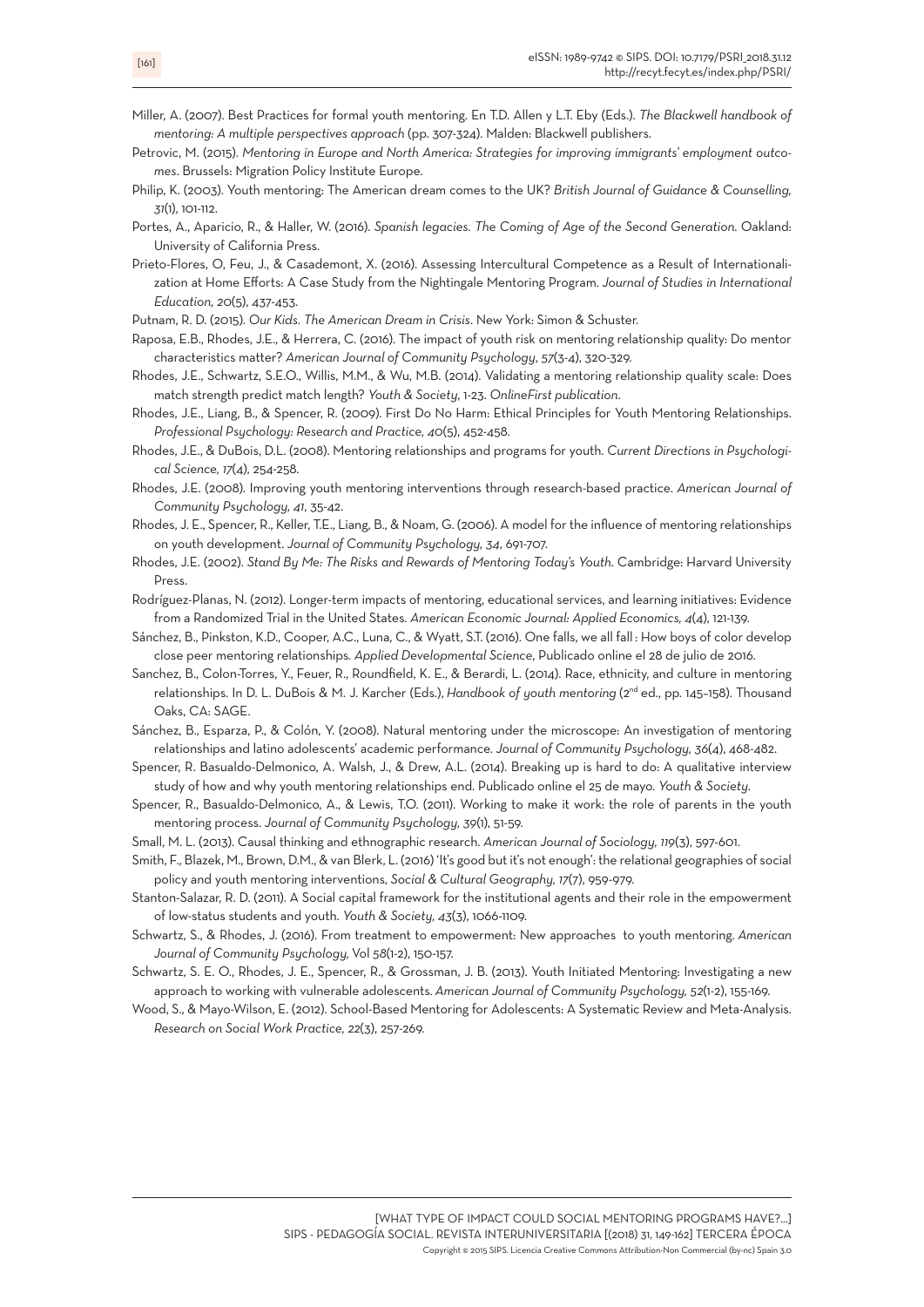Miller, A. (2007). Best Practices for formal youth mentoring. En T.D. Allen y L.T. Eby (Eds.). *The Blackwell handbook of mentoring: A multiple perspectives approach* (pp. 307-324). Malden: Blackwell publishers.

Petrovic, M. (2015). *Mentoring in Europe and North America: Strategies for improving immigrants' employment outcomes*. Brussels: Migration Policy Institute Europe.

Philip, K. (2003). Youth mentoring: The American dream comes to the UK? *British Journal of Guidance & Counselling, 31*(1), 101-112.

Portes, A., Aparicio, R., & Haller, W. (2016). *Spanish legacies. The Coming of Age of the Second Generation*. Oakland: University of California Press.

Prieto-Flores, O, Feu, J., & Casademont, X. (2016). Assessing Intercultural Competence as a Result of Internationalization at Home Efforts: A Case Study from the Nightingale Mentoring Program. *Journal of Studies in International Education, 20*(5), 437-453.

Putnam, R. D. (2015). *Our Kids. The American Dream in Crisis*. New York: Simon & Schuster.

Raposa, E.B., Rhodes, J.E., & Herrera, C. (2016). The impact of youth risk on mentoring relationship quality: Do mentor characteristics matter? *American Journal of Community Psychology*, *57*(3-4), 320-329.

Rhodes, J.E., Schwartz, S.E.O., Willis, M.M., & Wu, M.B. (2014). Validating a mentoring relationship quality scale: Does match strength predict match length? *Youth & Society*, 1-23. *OnlineFirst publication*.

Rhodes, J.E., Liang, B., & Spencer, R. (2009). First Do No Harm: Ethical Principles for Youth Mentoring Relationships. *Professional Psychology: Research and Practice, 40*(5), 452-458.

Rhodes, J.E., & DuBois, D.L. (2008). Mentoring relationships and programs for youth. *Current Directions in Psychological Science, 17*(4), 254-258.

Rhodes, J.E. (2008). Improving youth mentoring interventions through research-based practice. *American Journal of Community Psychology, 41*, 35-42.

Rhodes, J. E., Spencer, R., Keller, T.E., Liang, B., & Noam, G. (2006). A model for the influence of mentoring relationships on youth development. *Journal of Community Psychology, 34*, 691-707.

Rhodes, J.E. (2002). *Stand By Me: The Risks and Rewards of Mentoring Today's Youth*. Cambridge: Harvard University Press.

Rodríguez-Planas, N. (2012). Longer-term impacts of mentoring, educational services, and learning initiatives: Evidence from a Randomized Trial in the United States. *American Economic Journal: Applied Economics, 4*(4), 121-139.

Sánchez, B., Pinkston, K.D., Cooper, A.C., Luna, C., & Wyatt, S.T. (2016). One falls, we all fall : How boys of color develop close peer mentoring relationships. *Applied Developmental Science*, Publicado online el 28 de julio de 2016.

Sanchez, B., Colon-Torres, Y., Feuer, R., Roundfield, K. E., & Berardi, L. (2014). Race, ethnicity, and culture in mentoring relationships. In D. L. DuBois & M. J. Karcher (Eds.), *Handbook of youth mentoring* (2nd ed., pp. 145–158). Thousand Oaks, CA: SAGE.

Sánchez, B., Esparza, P., & Colón, Y. (2008). Natural mentoring under the microscope: An investigation of mentoring relationships and latino adolescents' academic performance. *Journal of Community Psychology, 36*(4), 468-482.

Spencer, R. Basualdo-Delmonico, A. Walsh, J., & Drew, A.L. (2014). Breaking up is hard to do: A qualitative interview study of how and why youth mentoring relationships end. Publicado online el 25 de mayo. *Youth & Society*.

Spencer, R., Basualdo-Delmonico, A., & Lewis, T.O. (2011). Working to make it work: the role of parents in the youth mentoring process. *Journal of Community Psychology, 39*(1), 51-59.

Small, M. L. (2013). Causal thinking and ethnographic research. *American Journal of Sociology, 119*(3), 597-601.

Smith, F., Blazek, M., Brown, D.M., & van Blerk, L. (2016) 'It's good but it's not enough': the relational geographies of social policy and youth mentoring interventions, *Social & Cultural Geography, 17*(7), 959-979.

Stanton-Salazar, R. D. (2011). A Social capital framework for the institutional agents and their role in the empowerment of low-status students and youth. *Youth & Society, 43*(3), 1066-1109.

Schwartz, S., & Rhodes, J. (2016). From treatment to empowerment: New approaches to youth mentoring. *American Journal of Community Psychology,* Vol *58*(1-2), 150-157.

Schwartz, S. E. O., Rhodes, J. E., Spencer, R., & Grossman, J. B. (2013). Youth Initiated Mentoring: Investigating a new approach to working with vulnerable adolescents. *American Journal of Community Psychology, 52*(1-2), 155-169.

Wood, S., & Mayo-Wilson, E. (2012). School-Based Mentoring for Adolescents: A Systematic Review and Meta-Analysis. *Research on Social Work Practice, 22*(3), 257-269.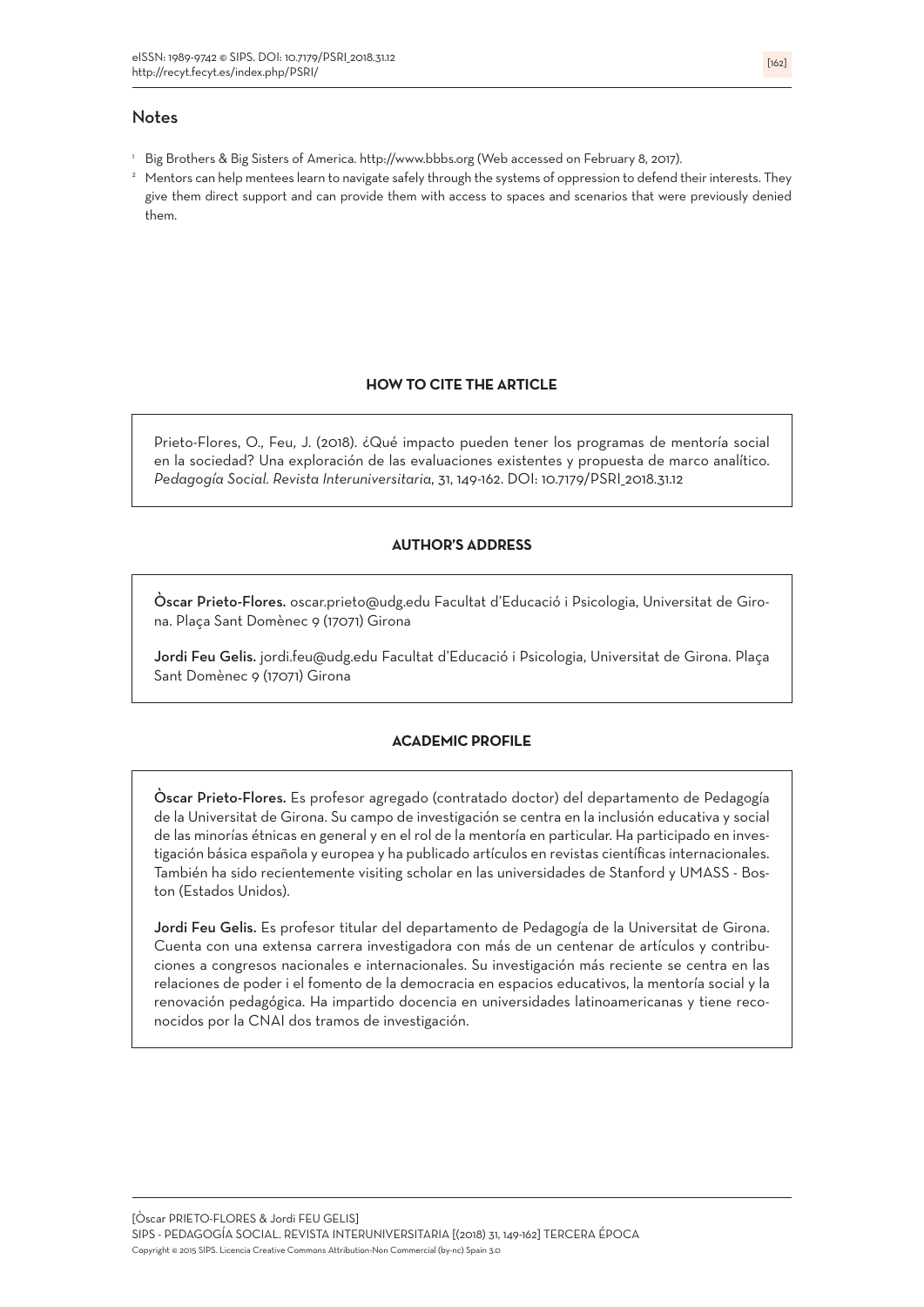## Notes

[1] Big Brothers & Big Sisters of America. http://www.bbbs.org (Web accessed on February 8, 2017).

[2] Mentors can help mentees learn to navigate safely through the systems of oppression to defend their interests. They give them direct support and can provide them with access to spaces and scenarios that were previously denied them.

### HOW TO CITE THE ARTICLE

Prieto-Flores, O., Feu, J. (2018). ¿Qué impacto pueden tener los programas de mentoría social en la sociedad? Una exploración de las evaluaciones existentes y propuesta de marco analítico. *Pedagogía Social. Revista Interuniversitaria*, 31, 149-162. DOI: 10.7179/PSRI_2018.31.12

### AUTHOR'S ADDRESS

**Òscar Prieto-Flores.** oscar.prieto@udg.edu Facultat d'Educació i Psicologia, Universitat de Girona. Plaça Sant Domènec 9 (17071) Girona

**Jordi Feu Gelis.** jordi.feu@udg.edu Facultat d'Educació i Psicologia, Universitat de Girona. Plaça Sant Domènec 9 (17071) Girona

### ACADEMIC PROFILE

**Òscar Prieto-Flores.** Es profesor agregado (contratado doctor) del departamento de Pedagogía de la Universitat de Girona. Su campo de investigación se centra en la inclusión educativa y social de las minorías étnicas en general y en el rol de la mentoría en particular. Ha participado en investigación básica española y europea y ha publicado artículos en revistas científicas internacionales. También ha sido recientemente visiting scholar en las universidades de Stanford y UMASS - Boston (Estados Unidos).

**Jordi Feu Gelis.** Es profesor titular del departamento de Pedagogía de la Universitat de Girona. Cuenta con una extensa carrera investigadora con más de un centenar de artículos y contribuciones a congresos nacionales e internacionales. Su investigación más reciente se centra en las relaciones de poder i el fomento de la democracia en espacios educativos, la mentoría social y la renovación pedagógica. Ha impartido docencia en universidades latinoamericanas y tiene reconocidos por la CNAI dos tramos de investigación.